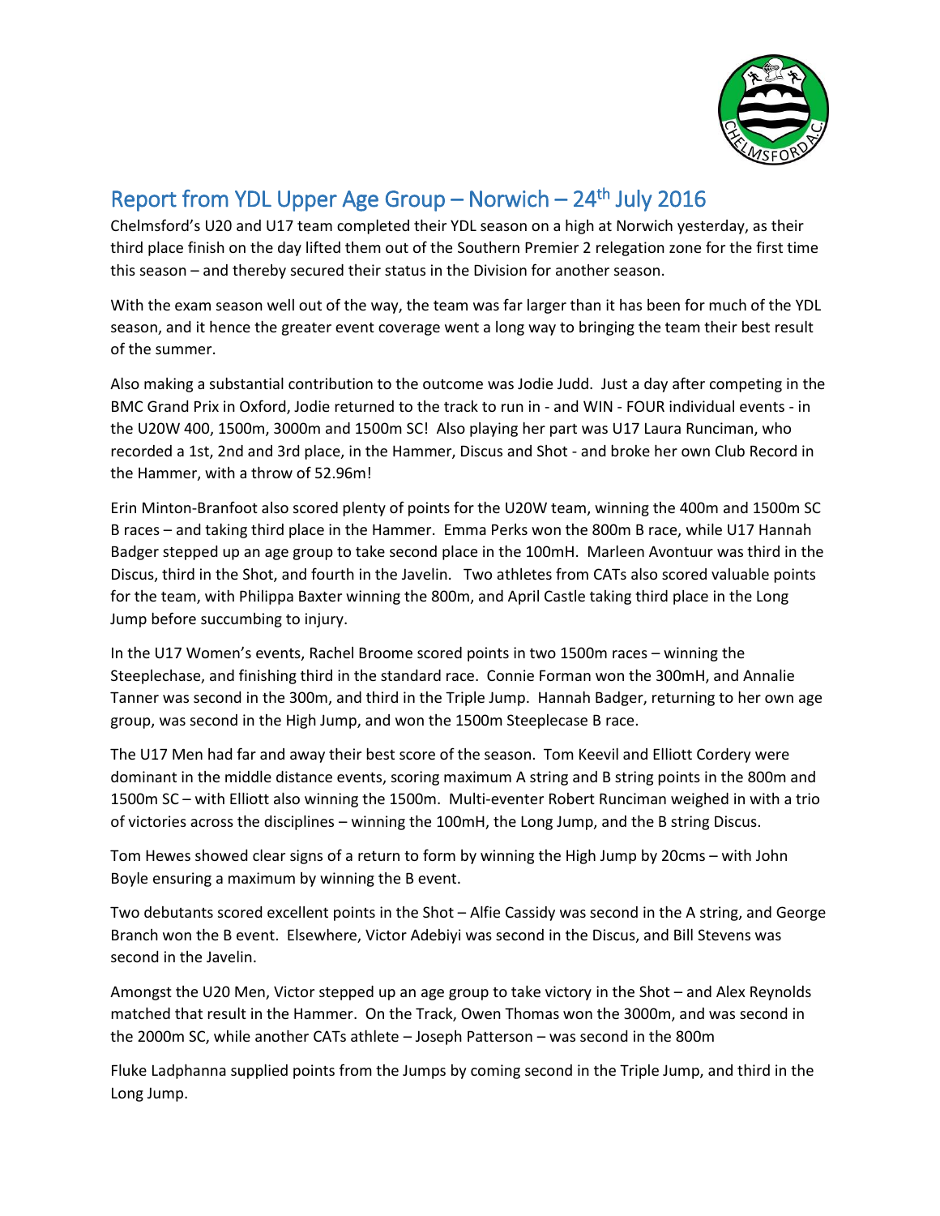# Report from YDL Upper Age Group – Norwich – 24th July 2016

Chelmsford's U20 and U17 team completed their YDL season on a high at Norwich yesterday, as their third place finish on the day lifted them out of the Southern Premier 2 relegation zone for the first time this season – and thereby secured their status in the Division for another season.

With the exam season well out of the way, the team was far larger than it has been for much of the YDL season, and it hence the greater event coverage went a long way to bringing the team their best result of the summer.

Also making a substantial contribution to the outcome was Jodie Judd. Just a day after competing in the BMC Grand Prix in Oxford, Jodie returned to the track to run in - and WIN - FOUR individual events - in the U20W 400, 1500m, 3000m and 1500m SC! Also playing her part was U17 Laura Runciman, who recorded a 1st, 2nd and 3rd place, in the Hammer, Discus and Shot - and broke her own Club Record in the Hammer, with a throw of 52.96m!

Erin Minton-Branfoot also scored plenty of points for the U20W team, winning the 400m and 1500m SC B races – and taking third place in the Hammer. Emma Perks won the 800m B race, while U17 Hannah Badger stepped up an age group to take second place in the 100mH. Marleen Avontuur was third in the Discus, third in the Shot, and fourth in the Javelin. Two athletes from CATs also scored valuable points for the team, with Philippa Baxter winning the 800m, and April Castle taking third place in the Long Jump before succumbing to injury.

In the U17 Women's events, Rachel Broome scored points in two 1500m races – winning the Steeplechase, and finishing third in the standard race. Connie Forman won the 300mH, and Annalie Tanner was second in the 300m, and third in the Triple Jump. Hannah Badger, returning to her own age group, was second in the High Jump, and won the 1500m Steeplecase B race.

The U17 Men had far and away their best score of the season. Tom Keevil and Elliott Cordery were dominant in the middle distance events, scoring maximum A string and B string points in the 800m and 1500m SC – with Elliott also winning the 1500m. Multi-eventer Robert Runciman weighed in with a trio of victories across the disciplines – winning the 100mH, the Long Jump, and the B string Discus.

Tom Hewes showed clear signs of a return to form by winning the High Jump by 20cms – with John Boyle ensuring a maximum by winning the B event.

Two debutants scored excellent points in the Shot – Alfie Cassidy was second in the A string, and George Branch won the B event. Elsewhere, Victor Adebiyi was second in the Discus, and Bill Stevens was second in the Javelin.

Amongst the U20 Men, Victor stepped up an age group to take victory in the Shot – and Alex Reynolds matched that result in the Hammer. On the Track, Owen Thomas won the 3000m, and was second in the 2000m SC, while another CATs athlete – Joseph Patterson – was second in the 800m

Fluke Ladphanna supplied points from the Jumps by coming second in the Triple Jump, and third in the Long Jump.